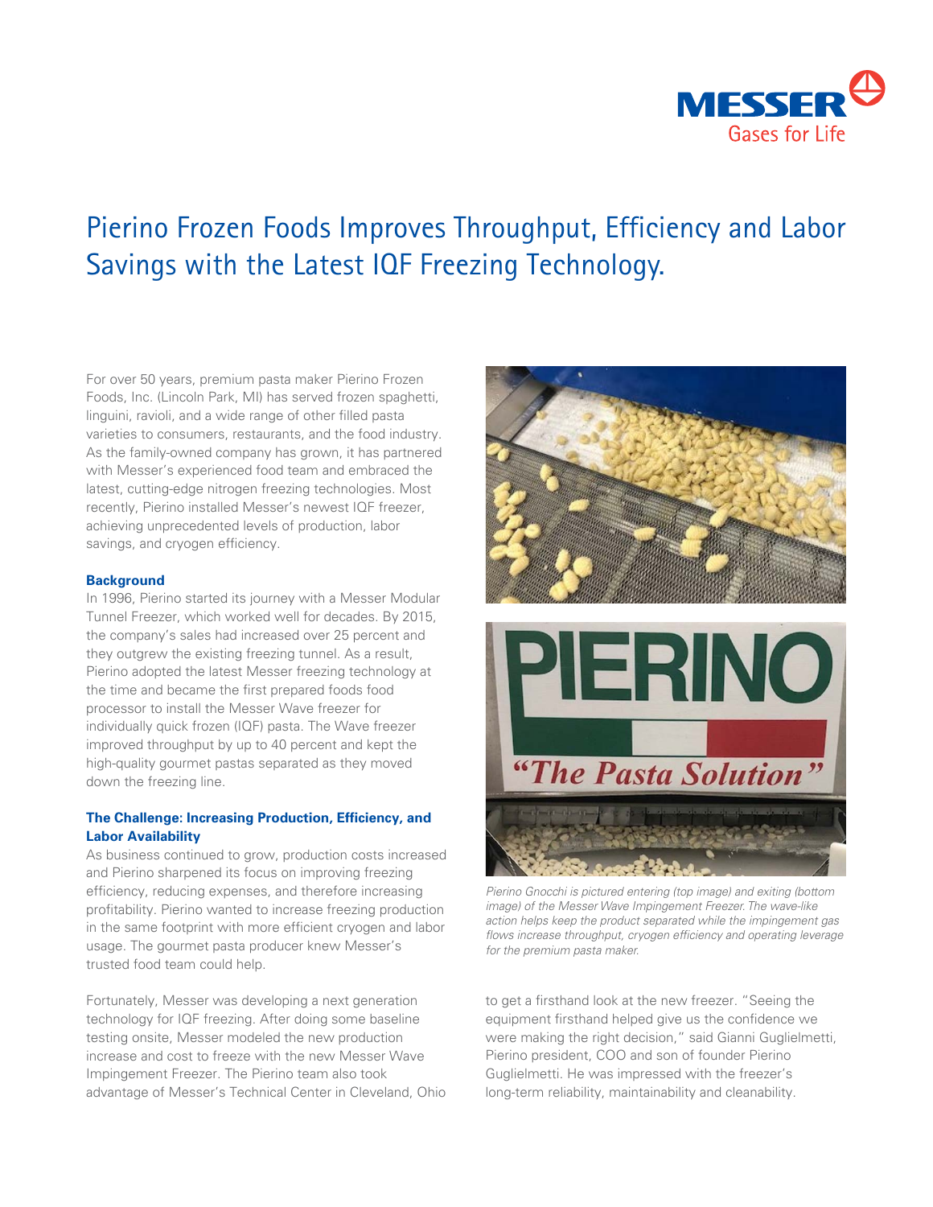# Pierino Frozen Foods Improves Throughput, Efficiency and Labor Savings with the Latest IQF Freezing Technology.

For over 50 years, premium pasta maker Pierino Frozen Foods, Inc. (Lincoln Park, MI) has served frozen spaghetti, linguini, ravioli, and a wide range of other filled pasta varieties to consumers, restaurants, and the food industry. As the family-owned company has grown, it has partnered with Messer's experienced food team and embraced the latest, cutting-edge nitrogen freezing technologies. Most recently, Pierino installed Messer's newest IQF freezer, achieving unprecedented levels of production, labor savings, and cryogen efficiency.

## Background

In 1996, Pierino started its journey with a Messer Modular Tunnel Freezer, which worked well for decades. By 2015, the company's sales had increased over 25 percent and they outgrew the existing freezing tunnel. As a result, Pierino adopted the latest Messer freezing technology at the time and became the first prepared foods food processor to install the Messer Wave freezer for individually quick frozen (IQF) pasta. The Wave freezer improved throughput by up to 40 percent and kept the high-quality gourmet pastas separated as they moved down the freezing line.

## The Challenge: Increasing Production, Efficiency, and Labor Availability

As business continued to grow, production costs increased and Pierino sharpened its focus on improving freezing efficiency, reducing expenses, and therefore increasing profitability. Pierino wanted to increase freezing production in the same footprint with more efficient cryogen and labor usage. The gourmet pasta producer knew Messer's trusted food team could help.

Fortunately, Messer was developing a next generation technology for IQF freezing. After doing some baseline testing onsite, Messer modeled the new production increase and cost to freeze with the new Messer Wave Impingement Freezer. The Pierino team also took advantage of Messer's Technical Center in Cleveland, Ohio to get a firsthand look at the new freezer. "Seeing the equipment firsthand helped give us the confidence we were making the right decision," said Gianni Guglielmetti, Pierino president, COO and son of founder Pierino Guglielmetti. He was impressed with the freezer's long-term reliability, maintainability and cleanability.

*Pierino Gnocchi is pictured entering (top image) and exiting (bottom image) of the Messer Wave Impingement Freezer. The wave-like action helps keep the product separated while the impingement gas flows increase throughput, cryogen efficiency and operating leverage for the premium pasta maker.*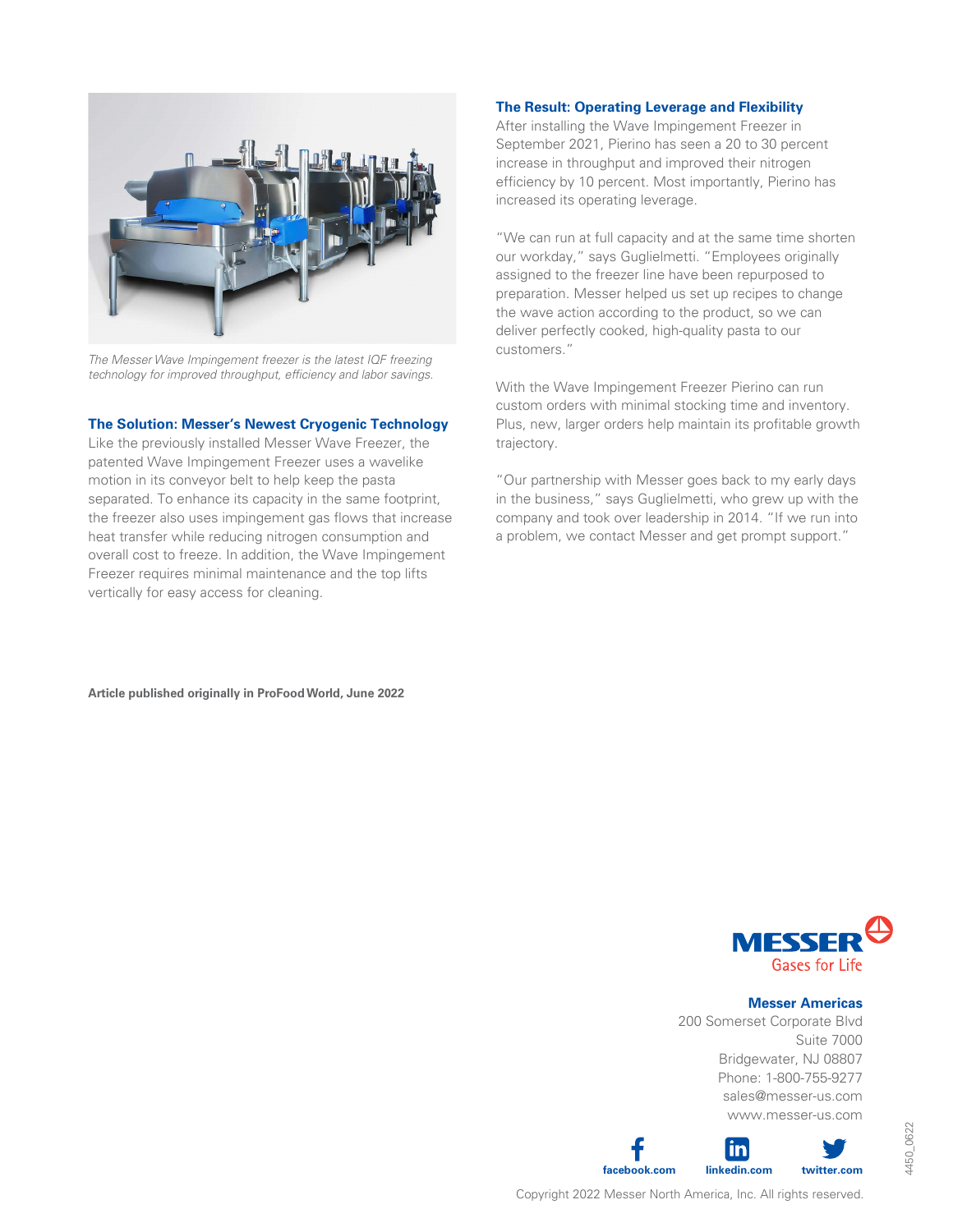*The Messer Wave Impingement freezer is the latest IQF freezing technology for improved throughput, efficiency and labor savings.*

### The Solution: Messer's Newest Cryogenic Technology

Like the previously installed Messer Wave Freezer, the patented Wave Impingement Freezer uses a wavelike motion in its conveyor belt to help keep the pasta separated. To enhance its capacity in the same footprint, the freezer also uses impingement gas flows that increase heat transfer while reducing nitrogen consumption and overall cost to freeze. In addition, the Wave Impingement Freezer requires minimal maintenance and the top lifts vertically for easy access for cleaning.

### The Result: Operating Leverage and Flexibility

After installing the Wave Impingement Freezer in September 2021, Pierino has seen a 20 to 30 percent increase in throughput and improved their nitrogen efficiency by 10 percent. Most importantly, Pierino has increased its operating leverage.

"We can run at full capacity and at the same time shorten our workday," says Guglielmetti. "Employees originally assigned to the freezer line have been repurposed to preparation. Messer helped us set up recipes to change the wave action according to the product, so we can deliver perfectly cooked, high-quality pasta to our customers."

With the Wave Impingement Freezer Pierino can run custom orders with minimal stocking time and inventory. Plus, new, larger orders help maintain its profitable growth trajectory.

"Our partnership with Messer goes back to my early days in the business," says Guglielmetti, who grew up with the company and took over leadership in 2014. "If we run into a problem, we contact Messer and get prompt support."

**Article published originally in ProFood World, June 2022**

MESSER
Gases for Life

**Messer Americas**
200 Somerset Corporate Blvd
Suite 7000
Bridgewater, NJ 08807
Phone: 1-800-755-9277
sales@messer-us.com
www.messer-us.com

**facebook.com** **linkedin.com** **twitter.com**

4450_0622

Copyright 2022 Messer North America, Inc. All rights reserved.